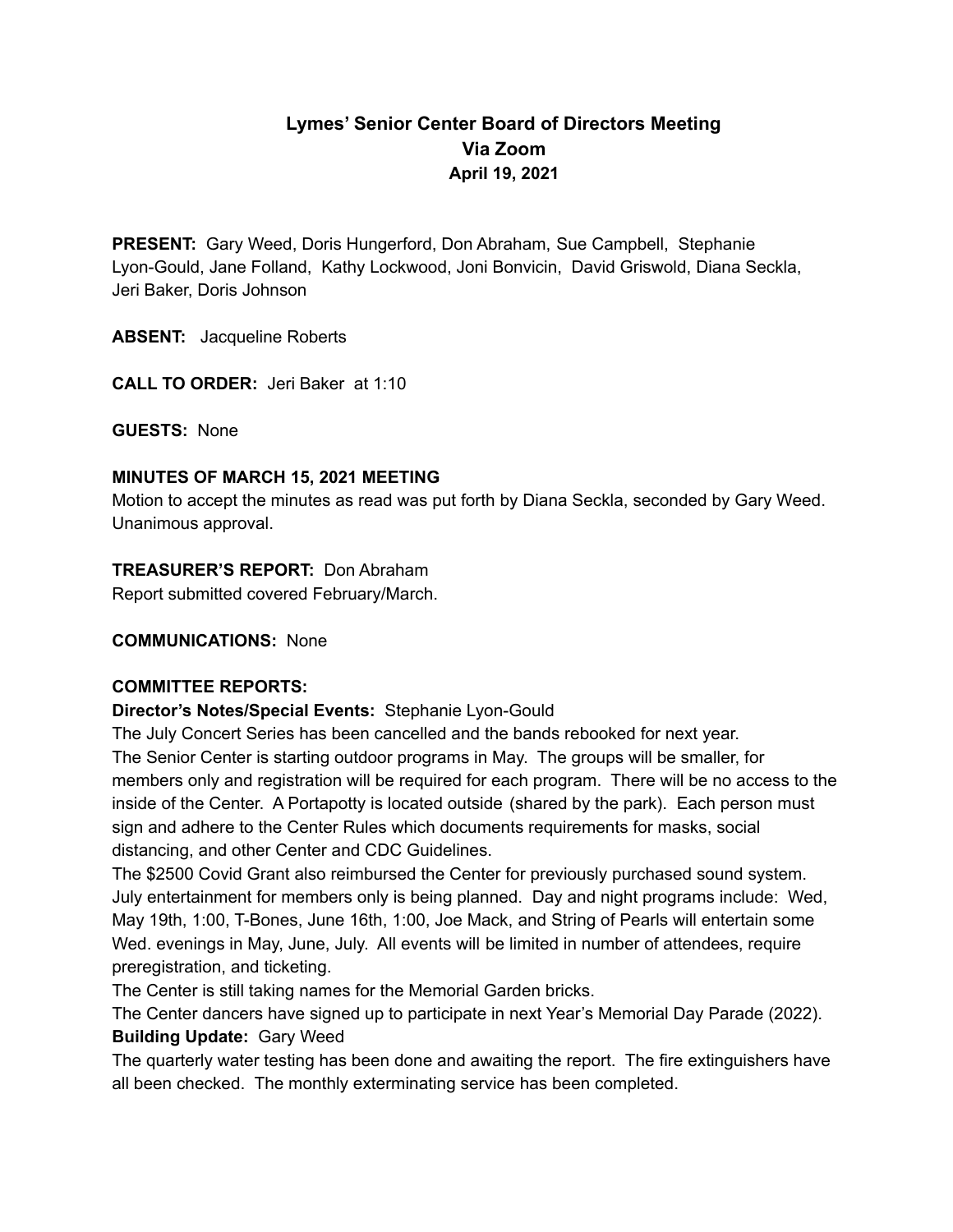# Lymes' Senior Center Board of Directors Meeting
## Via Zoom
### April 19, 2021

**PRESENT:** Gary Weed, Doris Hungerford, Don Abraham, Sue Campbell, Stephanie Lyon-Gould, Jane Folland, Kathy Lockwood, Joni Bonvicin, David Griswold, Diana Seckla, Jeri Baker, Doris Johnson

**ABSENT:** Jacqueline Roberts

**CALL TO ORDER:** Jeri Baker at 1:10

**GUESTS:** None

**MINUTES OF MARCH 15, 2021 MEETING**
Motion to accept the minutes as read was put forth by Diana Seckla, seconded by Gary Weed. Unanimous approval.

**TREASURER'S REPORT:** Don Abraham
Report submitted covered February/March.

**COMMUNICATIONS:** None

**COMMITTEE REPORTS:**

**Director's Notes/Special Events:** Stephanie Lyon-Gould
The July Concert Series has been cancelled and the bands rebooked for next year.
The Senior Center is starting outdoor programs in May. The groups will be smaller, for members only and registration will be required for each program. There will be no access to the inside of the Center. A Portapotty is located outside (shared by the park). Each person must sign and adhere to the Center Rules which documents requirements for masks, social distancing, and other Center and CDC Guidelines.
The $2500 Covid Grant also reimbursed the Center for previously purchased sound system.
July entertainment for members only is being planned. Day and night programs include: Wed, May 19th, 1:00, T-Bones, June 16th, 1:00, Joe Mack, and String of Pearls will entertain some Wed. evenings in May, June, July. All events will be limited in number of attendees, require preregistration, and ticketing.
The Center is still taking names for the Memorial Garden bricks.
The Center dancers have signed up to participate in next Year's Memorial Day Parade (2022).

**Building Update:** Gary Weed
The quarterly water testing has been done and awaiting the report. The fire extinguishers have all been checked. The monthly exterminating service has been completed.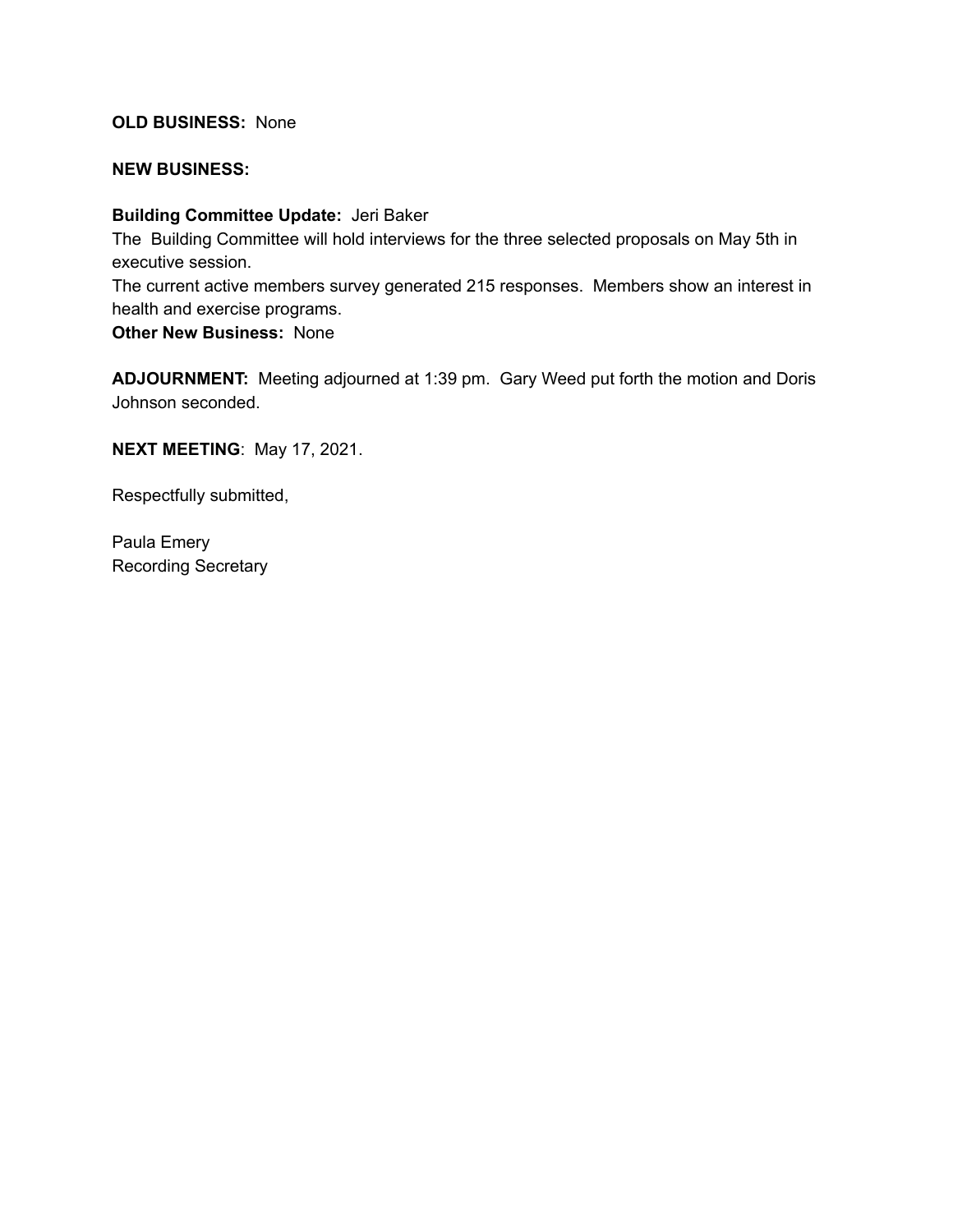**OLD BUSINESS:** None

**NEW BUSINESS:**

**Building Committee Update:** Jeri Baker
The Building Committee will hold interviews for the three selected proposals on May 5th in executive session.
The current active members survey generated 215 responses. Members show an interest in health and exercise programs.
**Other New Business:** None

**ADJOURNMENT:** Meeting adjourned at 1:39 pm. Gary Weed put forth the motion and Doris Johnson seconded.

**NEXT MEETING**: May 17, 2021.

Respectfully submitted,

Paula Emery
Recording Secretary